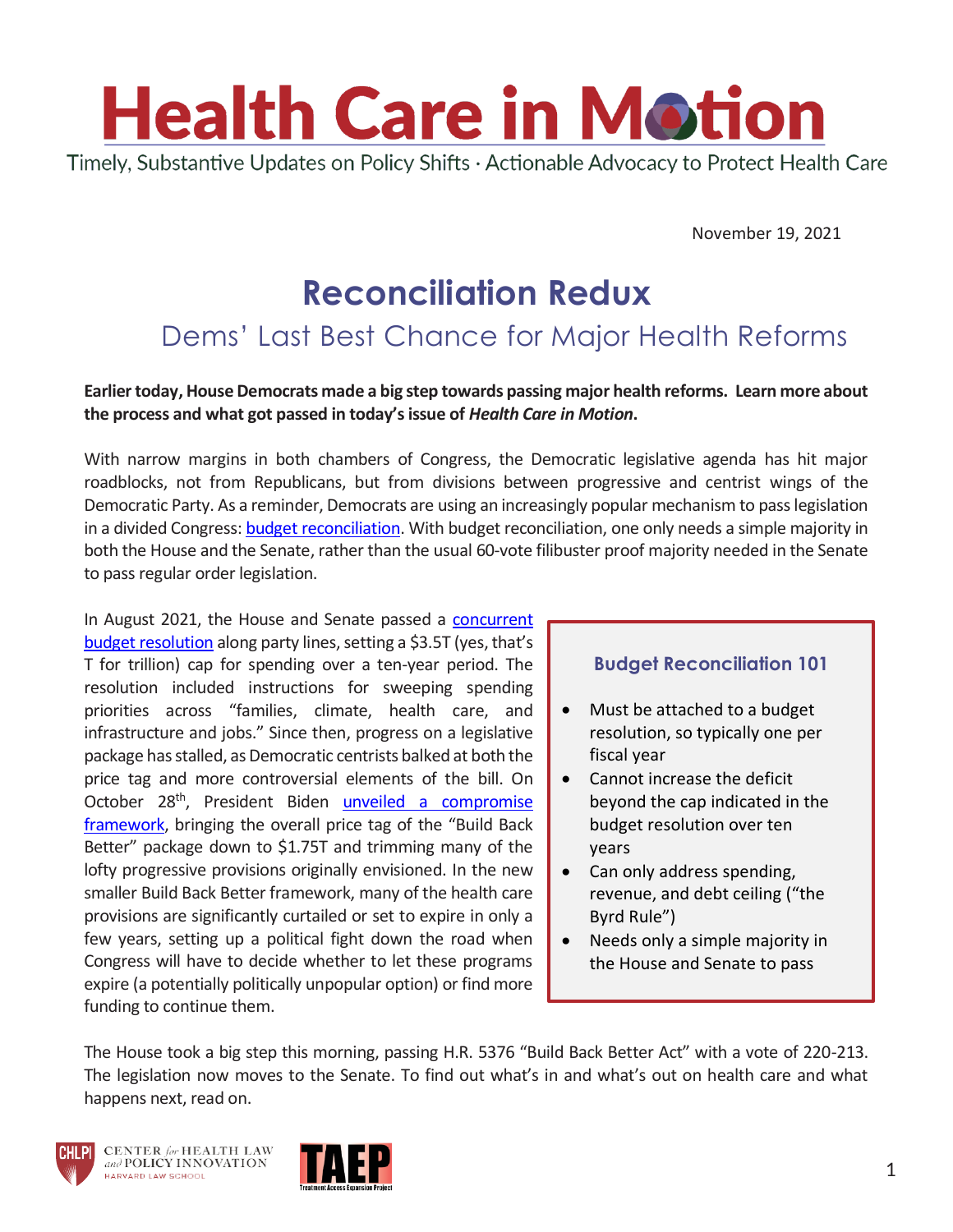# Health Care in Motion

Timely, Substantive Updates on Policy Shifts · Actionable Advocacy to Protect Health Care

November 19, 2021

## Reconciliation Redux

### Dems' Last Best Chance for Major Health Reforms

**Earlier today, House Democrats made a big step towards passing major health reforms. Learn more about the process and what got passed in today's issue of *Health Care in Motion*.**

With narrow margins in both chambers of Congress, the Democratic legislative agenda has hit major roadblocks, not from Republicans, but from divisions between progressive and centrist wings of the Democratic Party. As a reminder, Democrats are using an increasingly popular mechanism to pass legislation in a divided Congress: budget reconciliation. With budget reconciliation, one only needs a simple majority in both the House and the Senate, rather than the usual 60-vote filibuster proof majority needed in the Senate to pass regular order legislation.

In August 2021, the House and Senate passed a concurrent budget resolution along party lines, setting a $3.5T (yes, that's T for trillion) cap for spending over a ten-year period. The resolution included instructions for sweeping spending priorities across "families, climate, health care, and infrastructure and jobs." Since then, progress on a legislative package has stalled, as Democratic centrists balked at both the price tag and more controversial elements of the bill. On October 28th, President Biden unveiled a compromise framework, bringing the overall price tag of the "Build Back Better" package down to $1.75T and trimming many of the lofty progressive provisions originally envisioned. In the new smaller Build Back Better framework, many of the health care provisions are significantly curtailed or set to expire in only a few years, setting up a political fight down the road when Congress will have to decide whether to let these programs expire (a potentially politically unpopular option) or find more funding to continue them.

#### Budget Reconciliation 101

- Must be attached to a budget resolution, so typically one per fiscal year
- Cannot increase the deficit beyond the cap indicated in the budget resolution over ten years
- Can only address spending, revenue, and debt ceiling ("the Byrd Rule")
- Needs only a simple majority in the House and Senate to pass

The House took a big step this morning, passing H.R. 5376 "Build Back Better Act" with a vote of 220-213. The legislation now moves to the Senate. To find out what's in and what's out on health care and what happens next, read on.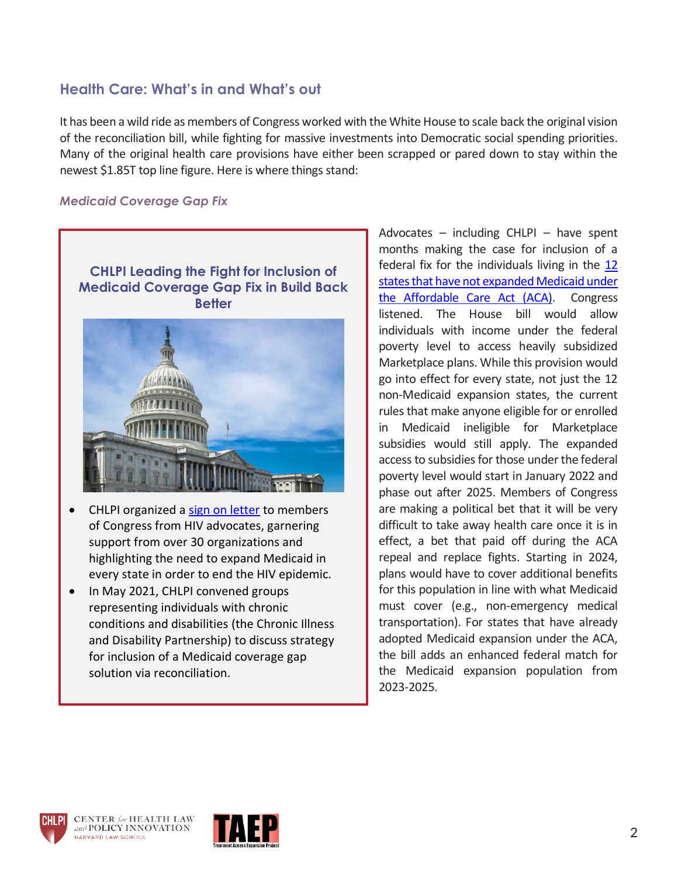## Health Care: What's in and What's out

It has been a wild ride as members of Congress worked with the White House to scale back the original vision of the reconciliation bill, while fighting for massive investments into Democratic social spending priorities. Many of the original health care provisions have either been scrapped or pared down to stay within the newest $1.85T top line figure. Here is where things stand:

### *Medicaid Coverage Gap Fix*

> **CHLPI Leading the Fight for Inclusion of Medicaid Coverage Gap Fix in Build Back Better**
>
> - CHLPI organized a sign on letter to members of Congress from HIV advocates, garnering support from over 30 organizations and highlighting the need to expand Medicaid in every state in order to end the HIV epidemic.
> - In May 2021, CHLPI convened groups representing individuals with chronic conditions and disabilities (the Chronic Illness and Disability Partnership) to discuss strategy for inclusion of a Medicaid coverage gap solution via reconciliation.

Advocates – including CHLPI – have spent months making the case for inclusion of a federal fix for the individuals living in the 12 states that have not expanded Medicaid under the Affordable Care Act (ACA). Congress listened. The House bill would allow individuals with income under the federal poverty level to access heavily subsidized Marketplace plans. While this provision would go into effect for every state, not just the 12 non-Medicaid expansion states, the current rules that make anyone eligible for or enrolled in Medicaid ineligible for Marketplace subsidies would still apply. The expanded access to subsidies for those under the federal poverty level would start in January 2022 and phase out after 2025. Members of Congress are making a political bet that it will be very difficult to take away health care once it is in effect, a bet that paid off during the ACA repeal and replace fights. Starting in 2024, plans would have to cover additional benefits for this population in line with what Medicaid must cover (e.g., non-emergency medical transportation). For states that have already adopted Medicaid expansion under the ACA, the bill adds an enhanced federal match for the Medicaid expansion population from 2023-2025.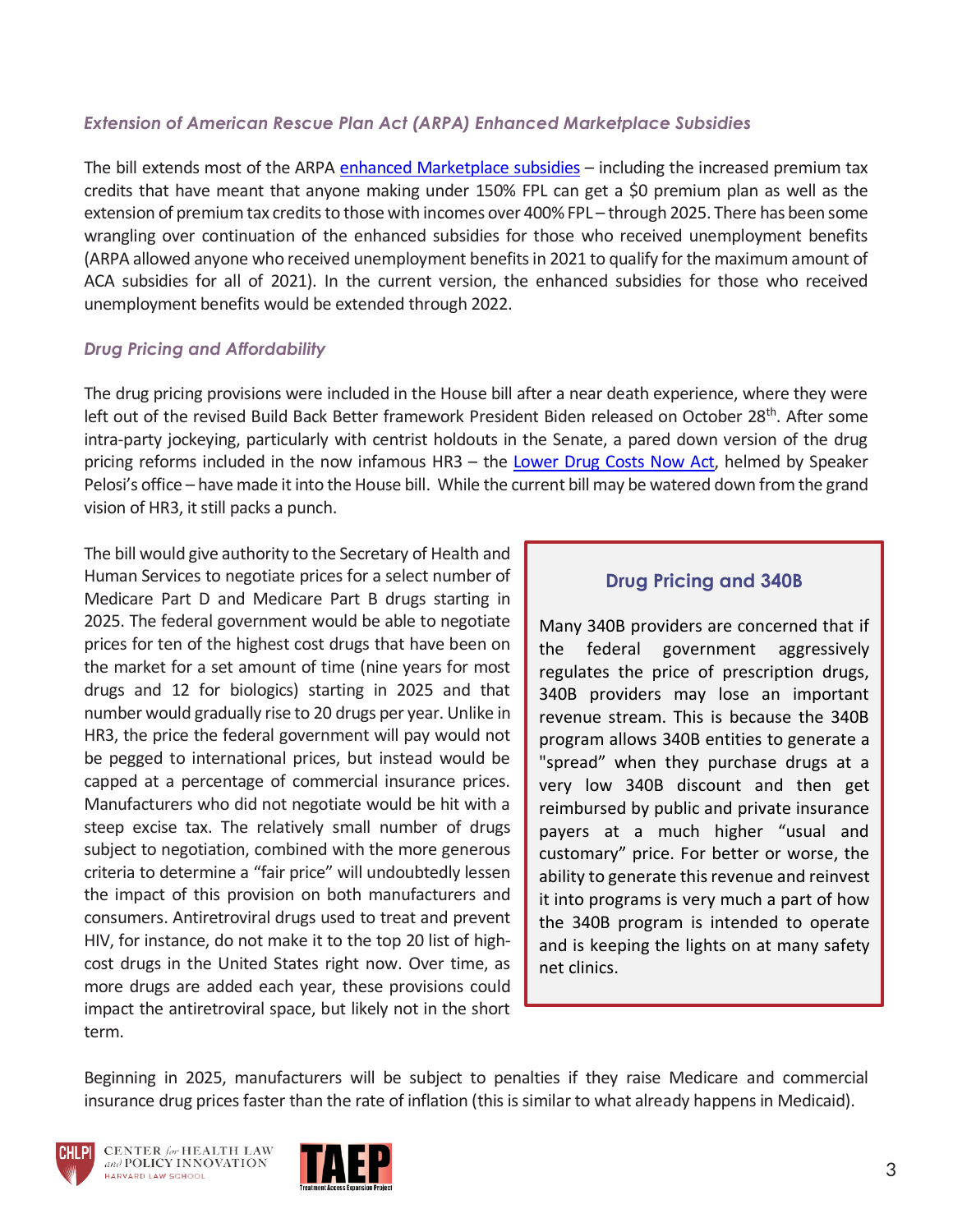### *Extension of American Rescue Plan Act (ARPA) Enhanced Marketplace Subsidies*

The bill extends most of the ARPA enhanced Marketplace subsidies – including the increased premium tax credits that have meant that anyone making under 150% FPL can get a $0 premium plan as well as the extension of premium tax credits to those with incomes over 400% FPL – through 2025. There has been some wrangling over continuation of the enhanced subsidies for those who received unemployment benefits (ARPA allowed anyone who received unemployment benefits in 2021 to qualify for the maximum amount of ACA subsidies for all of 2021). In the current version, the enhanced subsidies for those who received unemployment benefits would be extended through 2022.

### *Drug Pricing and Affordability*

The drug pricing provisions were included in the House bill after a near death experience, where they were left out of the revised Build Back Better framework President Biden released on October 28th. After some intra-party jockeying, particularly with centrist holdouts in the Senate, a pared down version of the drug pricing reforms included in the now infamous HR3 – the Lower Drug Costs Now Act, helmed by Speaker Pelosi's office – have made it into the House bill. While the current bill may be watered down from the grand vision of HR3, it still packs a punch.

The bill would give authority to the Secretary of Health and Human Services to negotiate prices for a select number of Medicare Part D and Medicare Part B drugs starting in 2025. The federal government would be able to negotiate prices for ten of the highest cost drugs that have been on the market for a set amount of time (nine years for most drugs and 12 for biologics) starting in 2025 and that number would gradually rise to 20 drugs per year. Unlike in HR3, the price the federal government will pay would not be pegged to international prices, but instead would be capped at a percentage of commercial insurance prices. Manufacturers who did not negotiate would be hit with a steep excise tax. The relatively small number of drugs subject to negotiation, combined with the more generous criteria to determine a "fair price" will undoubtedly lessen the impact of this provision on both manufacturers and consumers. Antiretroviral drugs used to treat and prevent HIV, for instance, do not make it to the top 20 list of high-cost drugs in the United States right now. Over time, as more drugs are added each year, these provisions could impact the antiretroviral space, but likely not in the short term.

> **Drug Pricing and 340B**
>
> Many 340B providers are concerned that if the federal government aggressively regulates the price of prescription drugs, 340B providers may lose an important revenue stream. This is because the 340B program allows 340B entities to generate a "spread" when they purchase drugs at a very low 340B discount and then get reimbursed by public and private insurance payers at a much higher "usual and customary" price. For better or worse, the ability to generate this revenue and reinvest it into programs is very much a part of how the 340B program is intended to operate and is keeping the lights on at many safety net clinics.

Beginning in 2025, manufacturers will be subject to penalties if they raise Medicare and commercial insurance drug prices faster than the rate of inflation (this is similar to what already happens in Medicaid).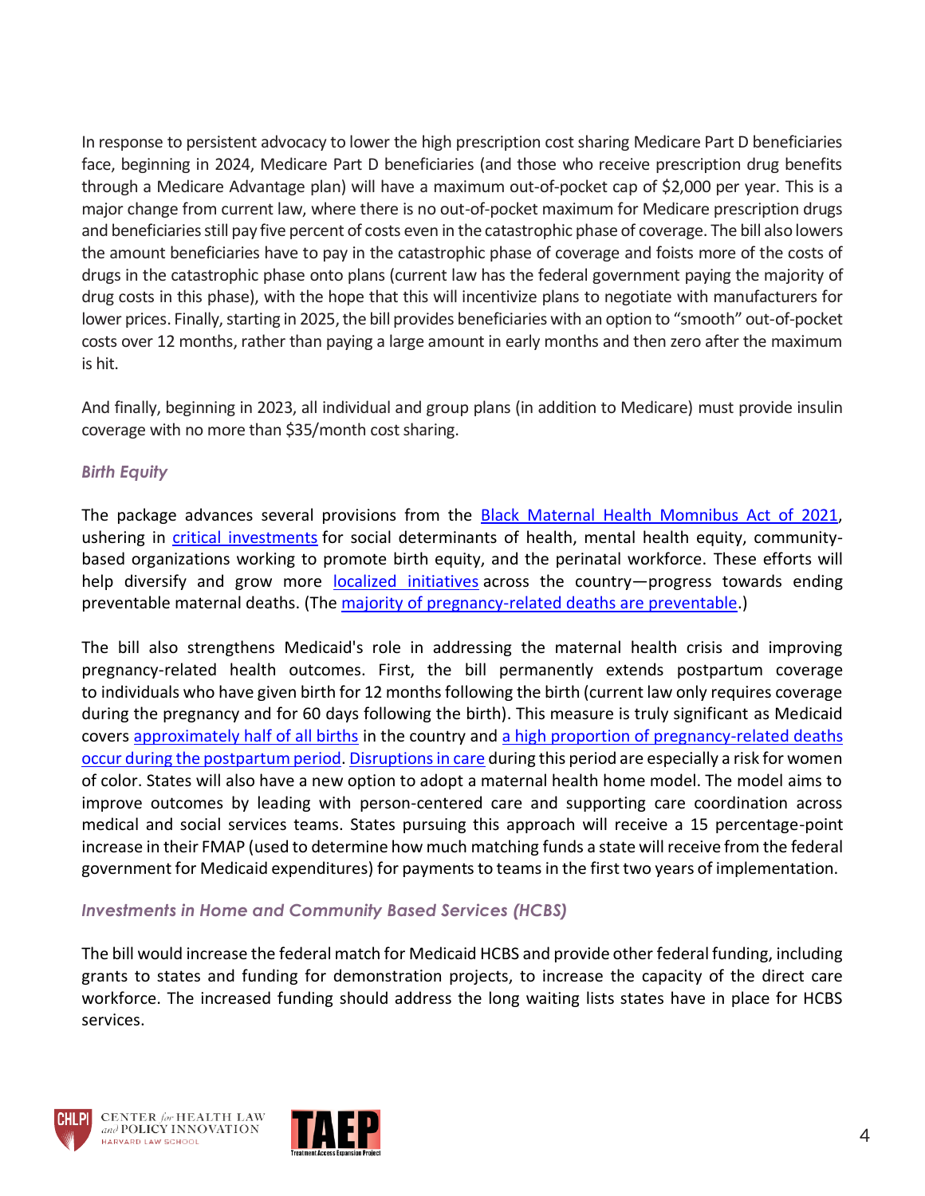In response to persistent advocacy to lower the high prescription cost sharing Medicare Part D beneficiaries face, beginning in 2024, Medicare Part D beneficiaries (and those who receive prescription drug benefits through a Medicare Advantage plan) will have a maximum out-of-pocket cap of $2,000 per year. This is a major change from current law, where there is no out-of-pocket maximum for Medicare prescription drugs and beneficiaries still pay five percent of costs even in the catastrophic phase of coverage. The bill also lowers the amount beneficiaries have to pay in the catastrophic phase of coverage and foists more of the costs of drugs in the catastrophic phase onto plans (current law has the federal government paying the majority of drug costs in this phase), with the hope that this will incentivize plans to negotiate with manufacturers for lower prices. Finally, starting in 2025, the bill provides beneficiaries with an option to "smooth" out-of-pocket costs over 12 months, rather than paying a large amount in early months and then zero after the maximum is hit.

And finally, beginning in 2023, all individual and group plans (in addition to Medicare) must provide insulin coverage with no more than $35/month cost sharing.

### *Birth Equity*

The package advances several provisions from the Black Maternal Health Momnibus Act of 2021, ushering in critical investments for social determinants of health, mental health equity, community-based organizations working to promote birth equity, and the perinatal workforce. These efforts will help diversify and grow more localized initiatives across the country—progress towards ending preventable maternal deaths. (The majority of pregnancy-related deaths are preventable.)

The bill also strengthens Medicaid's role in addressing the maternal health crisis and improving pregnancy-related health outcomes. First, the bill permanently extends postpartum coverage to individuals who have given birth for 12 months following the birth (current law only requires coverage during the pregnancy and for 60 days following the birth). This measure is truly significant as Medicaid covers approximately half of all births in the country and a high proportion of pregnancy-related deaths occur during the postpartum period. Disruptions in care during this period are especially a risk for women of color. States will also have a new option to adopt a maternal health home model. The model aims to improve outcomes by leading with person-centered care and supporting care coordination across medical and social services teams. States pursuing this approach will receive a 15 percentage-point increase in their FMAP (used to determine how much matching funds a state will receive from the federal government for Medicaid expenditures) for payments to teams in the first two years of implementation.

### *Investments in Home and Community Based Services (HCBS)*

The bill would increase the federal match for Medicaid HCBS and provide other federal funding, including grants to states and funding for demonstration projects, to increase the capacity of the direct care workforce. The increased funding should address the long waiting lists states have in place for HCBS services.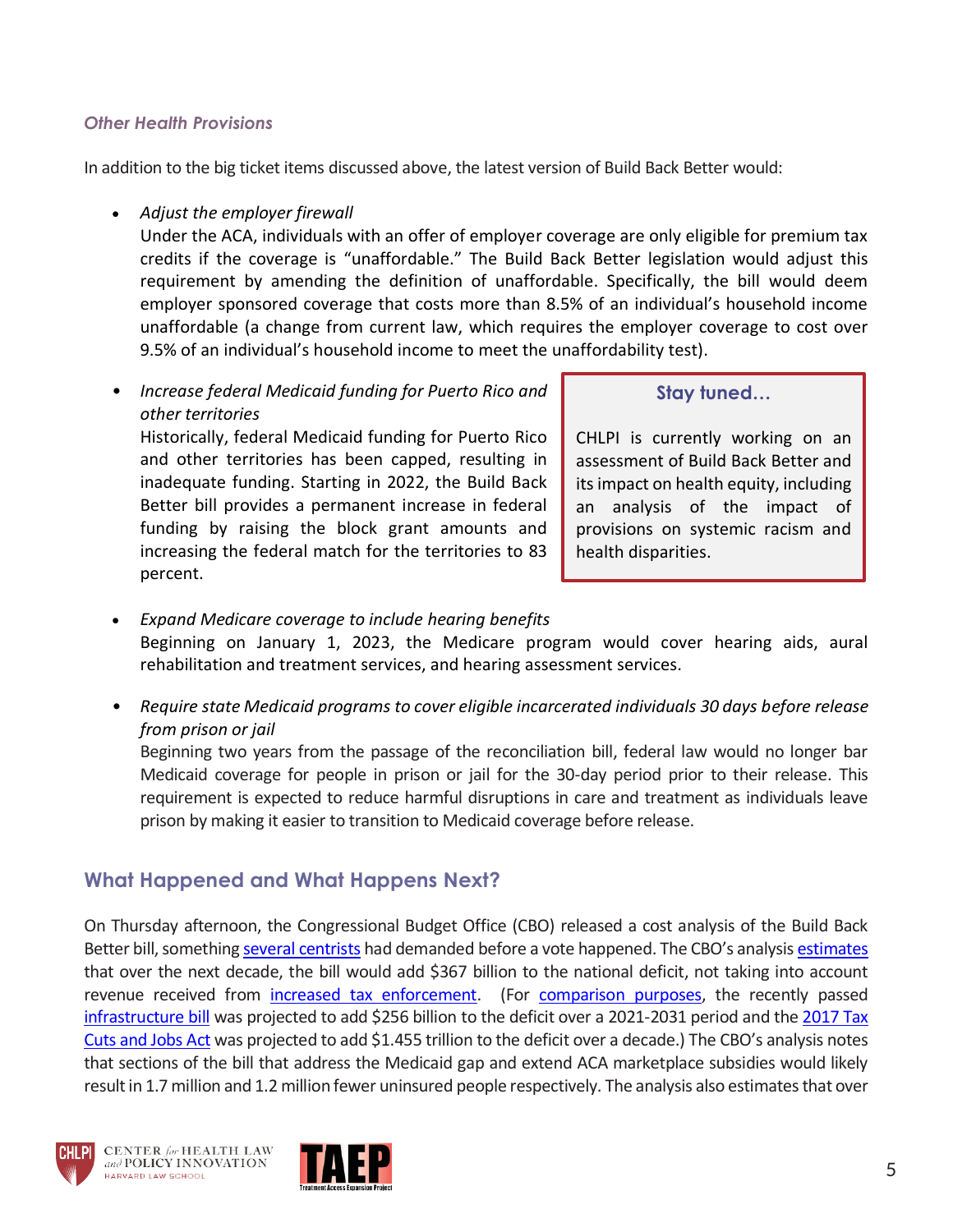### *Other Health Provisions*

In addition to the big ticket items discussed above, the latest version of Build Back Better would:

- *Adjust the employer firewall*
  Under the ACA, individuals with an offer of employer coverage are only eligible for premium tax credits if the coverage is "unaffordable." The Build Back Better legislation would adjust this requirement by amending the definition of unaffordable. Specifically, the bill would deem employer sponsored coverage that costs more than 8.5% of an individual's household income unaffordable (a change from current law, which requires the employer coverage to cost over 9.5% of an individual's household income to meet the unaffordability test).

- *Increase federal Medicaid funding for Puerto Rico and other territories*
  Historically, federal Medicaid funding for Puerto Rico and other territories has been capped, resulting in inadequate funding. Starting in 2022, the Build Back Better bill provides a permanent increase in federal funding by raising the block grant amounts and increasing the federal match for the territories to 83 percent.

> **Stay tuned…**
>
> CHLPI is currently working on an assessment of Build Back Better and its impact on health equity, including an analysis of the impact of provisions on systemic racism and health disparities.

- *Expand Medicare coverage to include hearing benefits*
  Beginning on January 1, 2023, the Medicare program would cover hearing aids, aural rehabilitation and treatment services, and hearing assessment services.

- *Require state Medicaid programs to cover eligible incarcerated individuals 30 days before release from prison or jail*
  Beginning two years from the passage of the reconciliation bill, federal law would no longer bar Medicaid coverage for people in prison or jail for the 30-day period prior to their release. This requirement is expected to reduce harmful disruptions in care and treatment as individuals leave prison by making it easier to transition to Medicaid coverage before release.

## What Happened and What Happens Next?

On Thursday afternoon, the Congressional Budget Office (CBO) released a cost analysis of the Build Back Better bill, something several centrists had demanded before a vote happened. The CBO's analysis estimates that over the next decade, the bill would add $367 billion to the national deficit, not taking into account revenue received from increased tax enforcement. (For comparison purposes, the recently passed infrastructure bill was projected to add $256 billion to the deficit over a 2021-2031 period and the 2017 Tax Cuts and Jobs Act was projected to add $1.455 trillion to the deficit over a decade.) The CBO's analysis notes that sections of the bill that address the Medicaid gap and extend ACA marketplace subsidies would likely result in 1.7 million and 1.2 million fewer uninsured people respectively. The analysis also estimates that over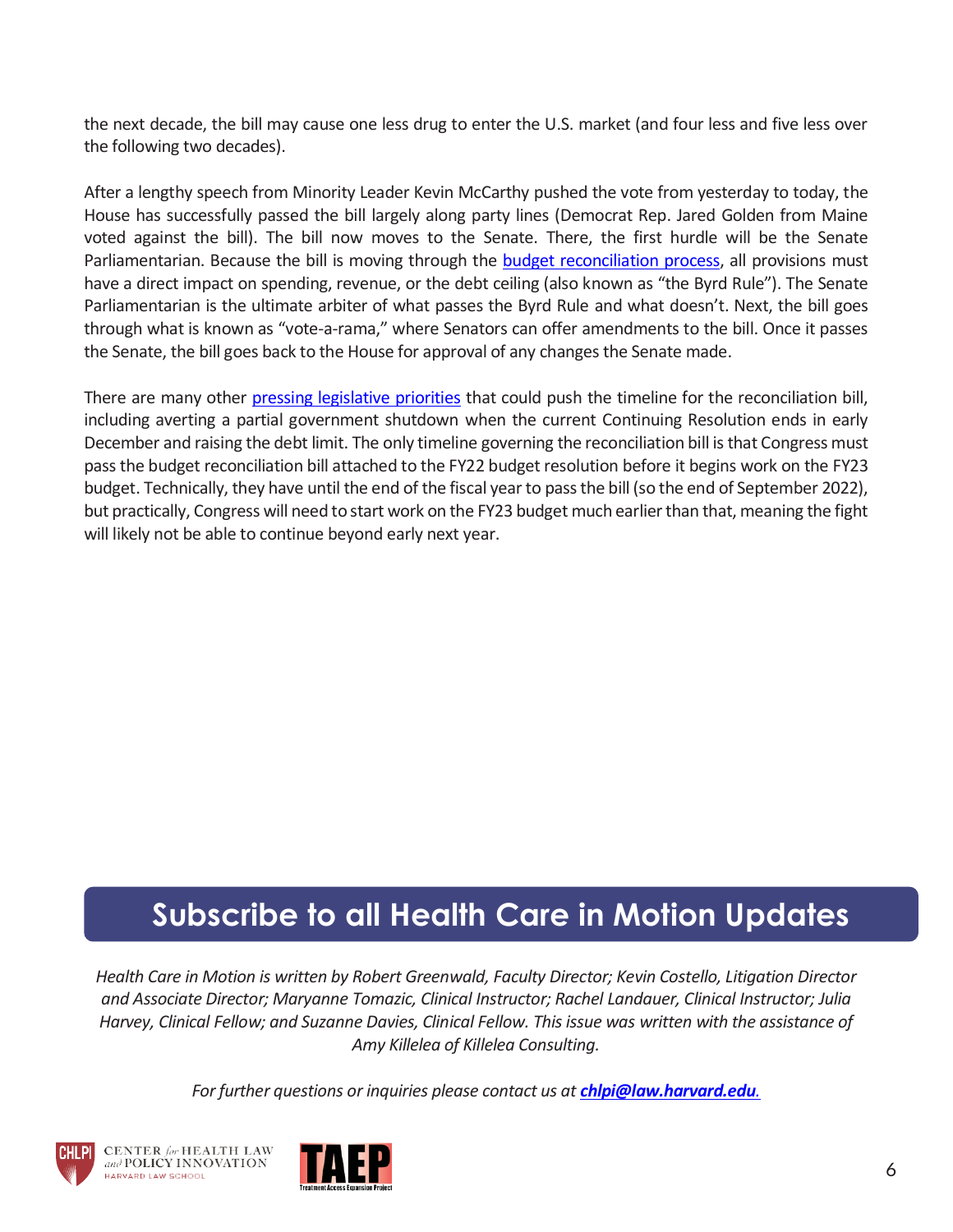the next decade, the bill may cause one less drug to enter the U.S. market (and four less and five less over the following two decades).

After a lengthy speech from Minority Leader Kevin McCarthy pushed the vote from yesterday to today, the House has successfully passed the bill largely along party lines (Democrat Rep. Jared Golden from Maine voted against the bill). The bill now moves to the Senate. There, the first hurdle will be the Senate Parliamentarian. Because the bill is moving through the [budget reconciliation process](), all provisions must have a direct impact on spending, revenue, or the debt ceiling (also known as "the Byrd Rule"). The Senate Parliamentarian is the ultimate arbiter of what passes the Byrd Rule and what doesn't. Next, the bill goes through what is known as "vote-a-rama," where Senators can offer amendments to the bill. Once it passes the Senate, the bill goes back to the House for approval of any changes the Senate made.

There are many other [pressing legislative priorities]() that could push the timeline for the reconciliation bill, including averting a partial government shutdown when the current Continuing Resolution ends in early December and raising the debt limit. The only timeline governing the reconciliation bill is that Congress must pass the budget reconciliation bill attached to the FY22 budget resolution before it begins work on the FY23 budget. Technically, they have until the end of the fiscal year to pass the bill (so the end of September 2022), but practically, Congress will need to start work on the FY23 budget much earlier than that, meaning the fight will likely not be able to continue beyond early next year.

## Subscribe to all Health Care in Motion Updates

*Health Care in Motion is written by Robert Greenwald, Faculty Director; Kevin Costello, Litigation Director and Associate Director; Maryanne Tomazic, Clinical Instructor; Rachel Landauer, Clinical Instructor; Julia Harvey, Clinical Fellow; and Suzanne Davies, Clinical Fellow. This issue was written with the assistance of Amy Killelea of Killelea Consulting.*

*For further questions or inquiries please contact us at **chlpi@law.harvard.edu**.*

CHLPI CENTER for HEALTH LAW and POLICY INNOVATION HARVARD LAW SCHOOL

TAEP Treatment Access Expansion Project